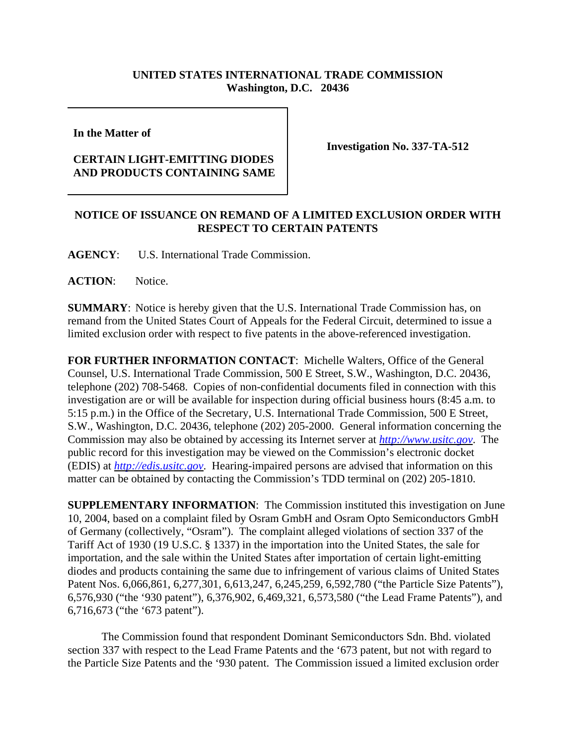**UNITED STATES INTERNATIONAL TRADE COMMISSION**
**Washington, D.C. 20436**

| In the Matter of<br><br>**CERTAIN LIGHT-EMITTING DIODES AND PRODUCTS CONTAINING SAME** | **Investigation No. 337-TA-512** |
|---|---|

**NOTICE OF ISSUANCE ON REMAND OF A LIMITED EXCLUSION ORDER WITH RESPECT TO CERTAIN PATENTS**

**AGENCY**: U.S. International Trade Commission.

**ACTION**: Notice.

**SUMMARY**: Notice is hereby given that the U.S. International Trade Commission has, on remand from the United States Court of Appeals for the Federal Circuit, determined to issue a limited exclusion order with respect to five patents in the above-referenced investigation.

**FOR FURTHER INFORMATION CONTACT**: Michelle Walters, Office of the General Counsel, U.S. International Trade Commission, 500 E Street, S.W., Washington, D.C. 20436, telephone (202) 708-5468. Copies of non-confidential documents filed in connection with this investigation are or will be available for inspection during official business hours (8:45 a.m. to 5:15 p.m.) in the Office of the Secretary, U.S. International Trade Commission, 500 E Street, S.W., Washington, D.C. 20436, telephone (202) 205-2000. General information concerning the Commission may also be obtained by accessing its Internet server at *http://www.usitc.gov*. The public record for this investigation may be viewed on the Commission's electronic docket (EDIS) at *http://edis.usitc.gov*. Hearing-impaired persons are advised that information on this matter can be obtained by contacting the Commission's TDD terminal on (202) 205-1810.

**SUPPLEMENTARY INFORMATION**: The Commission instituted this investigation on June 10, 2004, based on a complaint filed by Osram GmbH and Osram Opto Semiconductors GmbH of Germany (collectively, "Osram"). The complaint alleged violations of section 337 of the Tariff Act of 1930 (19 U.S.C. § 1337) in the importation into the United States, the sale for importation, and the sale within the United States after importation of certain light-emitting diodes and products containing the same due to infringement of various claims of United States Patent Nos. 6,066,861, 6,277,301, 6,613,247, 6,245,259, 6,592,780 ("the Particle Size Patents"), 6,576,930 ("the '930 patent"), 6,376,902, 6,469,321, 6,573,580 ("the Lead Frame Patents"), and 6,716,673 ("the '673 patent").

The Commission found that respondent Dominant Semiconductors Sdn. Bhd. violated section 337 with respect to the Lead Frame Patents and the '673 patent, but not with regard to the Particle Size Patents and the '930 patent. The Commission issued a limited exclusion order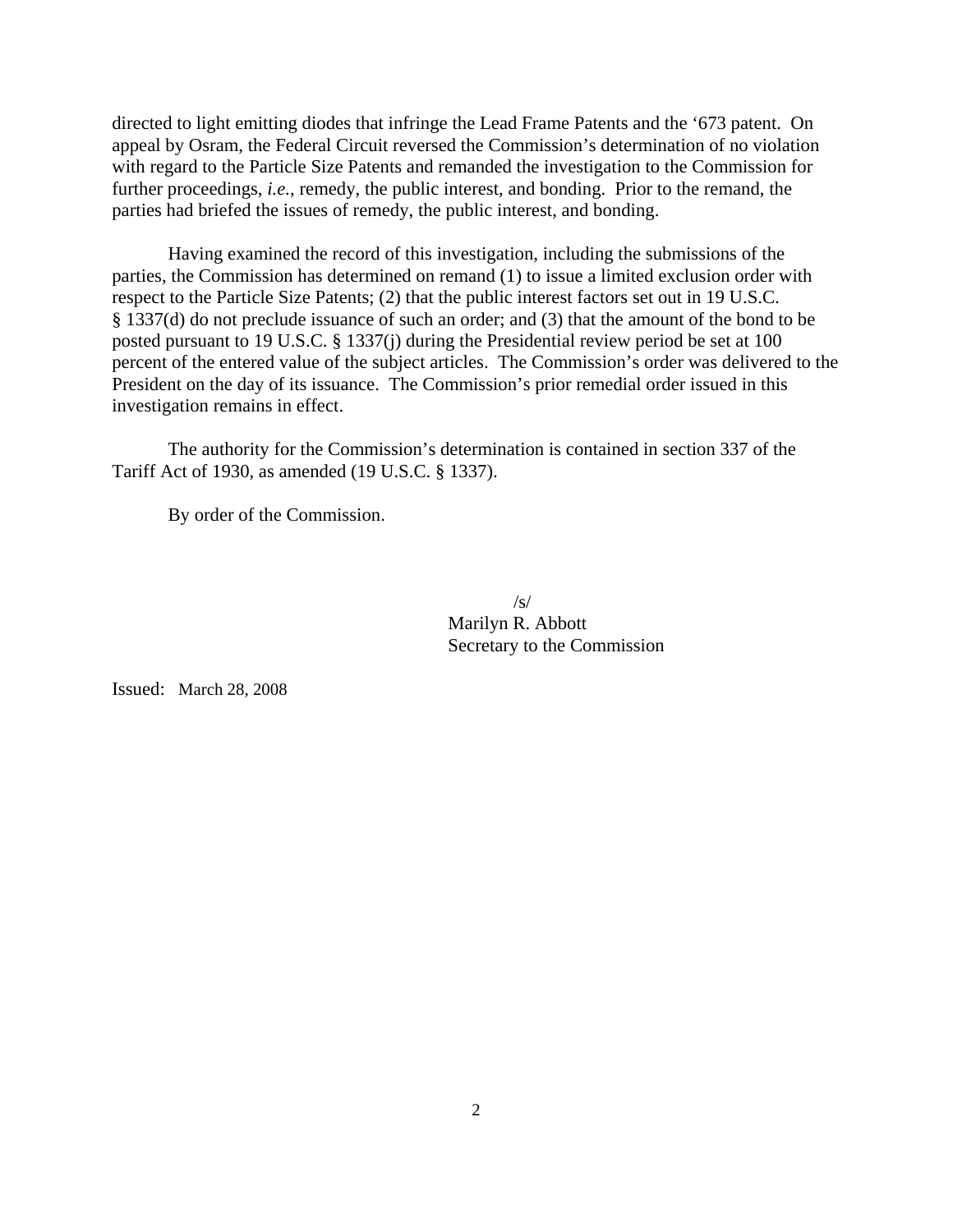directed to light emitting diodes that infringe the Lead Frame Patents and the '673 patent. On appeal by Osram, the Federal Circuit reversed the Commission's determination of no violation with regard to the Particle Size Patents and remanded the investigation to the Commission for further proceedings, *i.e.*, remedy, the public interest, and bonding. Prior to the remand, the parties had briefed the issues of remedy, the public interest, and bonding.

Having examined the record of this investigation, including the submissions of the parties, the Commission has determined on remand (1) to issue a limited exclusion order with respect to the Particle Size Patents; (2) that the public interest factors set out in 19 U.S.C. § 1337(d) do not preclude issuance of such an order; and (3) that the amount of the bond to be posted pursuant to 19 U.S.C. § 1337(j) during the Presidential review period be set at 100 percent of the entered value of the subject articles. The Commission's order was delivered to the President on the day of its issuance. The Commission's prior remedial order issued in this investigation remains in effect.

The authority for the Commission's determination is contained in section 337 of the Tariff Act of 1930, as amended (19 U.S.C. § 1337).

By order of the Commission.

/s/
Marilyn R. Abbott
Secretary to the Commission

Issued: March 28, 2008